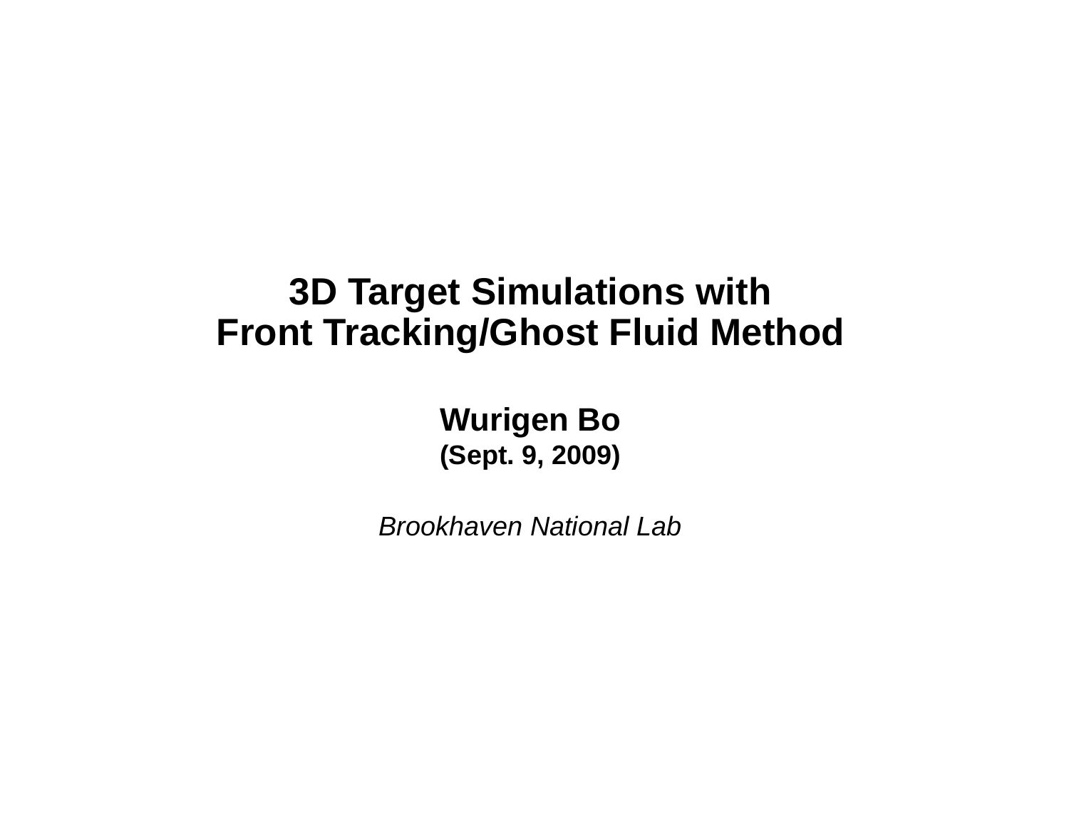# 3D Target Simulations with Front Tracking/Ghost Fluid Method

**Wurigen Bo**

**(Sept. 9, 2009)**

*Brookhaven National Lab*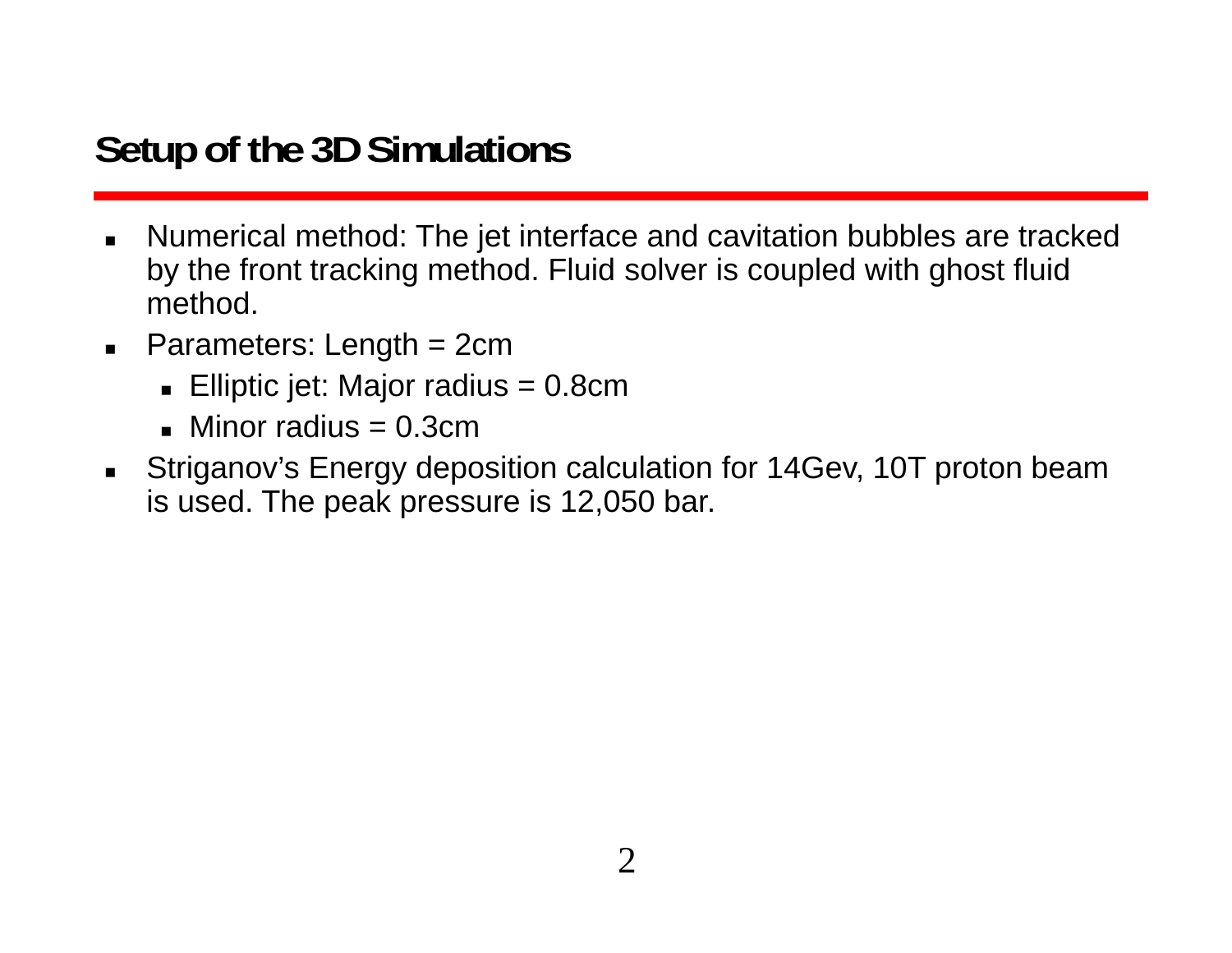## Setup of the 3D Simulations

- Numerical method: The jet interface and cavitation bubbles are tracked by the front tracking method. Fluid solver is coupled with ghost fluid method.
- Parameters: Length = 2cm
  - Elliptic jet: Major radius = 0.8cm
  - Minor radius = 0.3cm
- Striganov's Energy deposition calculation for 14Gev, 10T proton beam is used. The peak pressure is 12,050 bar.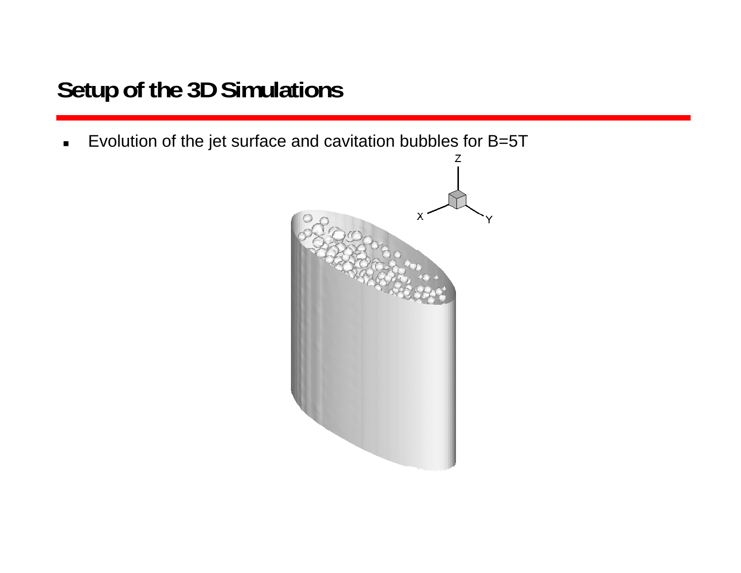# Setup of the 3D Simulations

- Evolution of the jet surface and cavitation bubbles for B=5T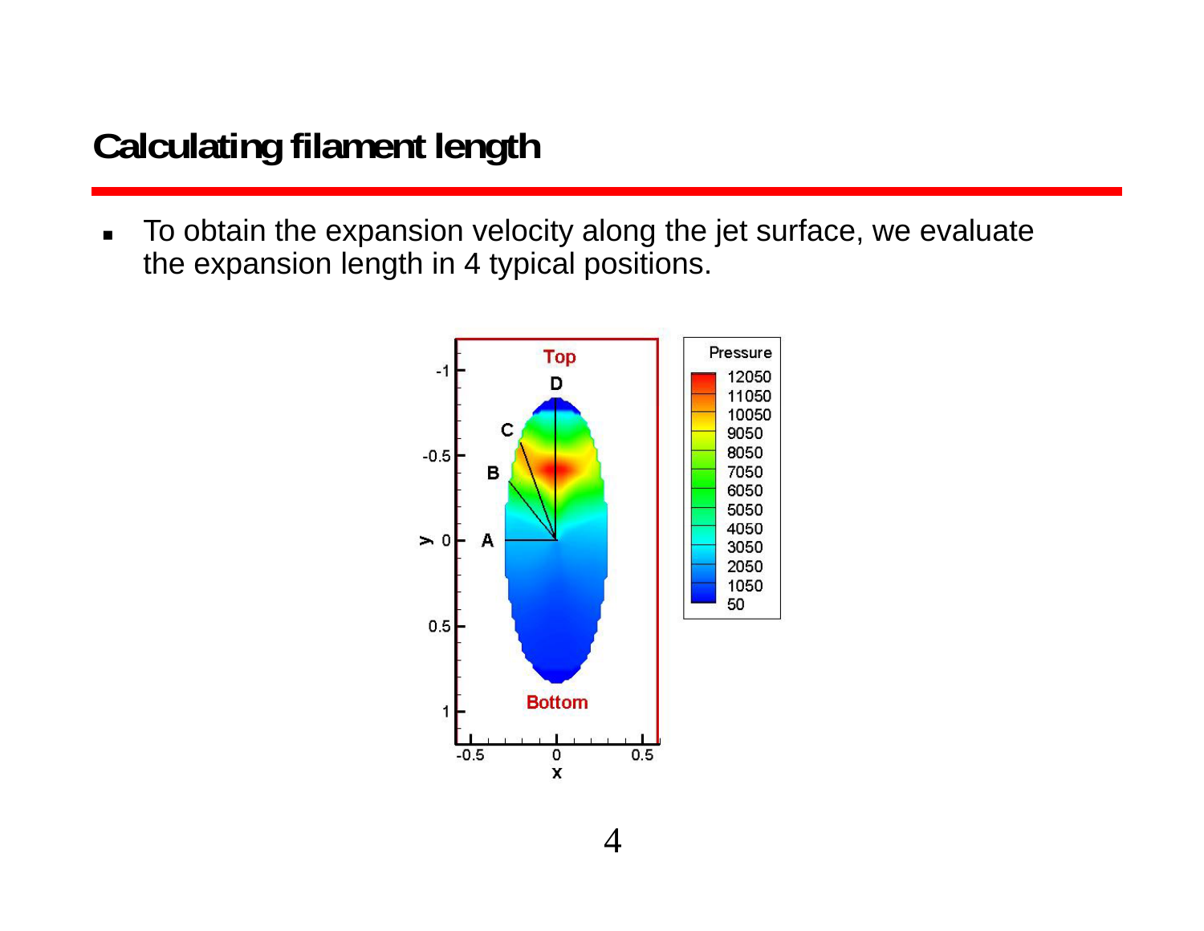# Calculating filament length

- To obtain the expansion velocity along the jet surface, we evaluate the expansion length in 4 typical positions.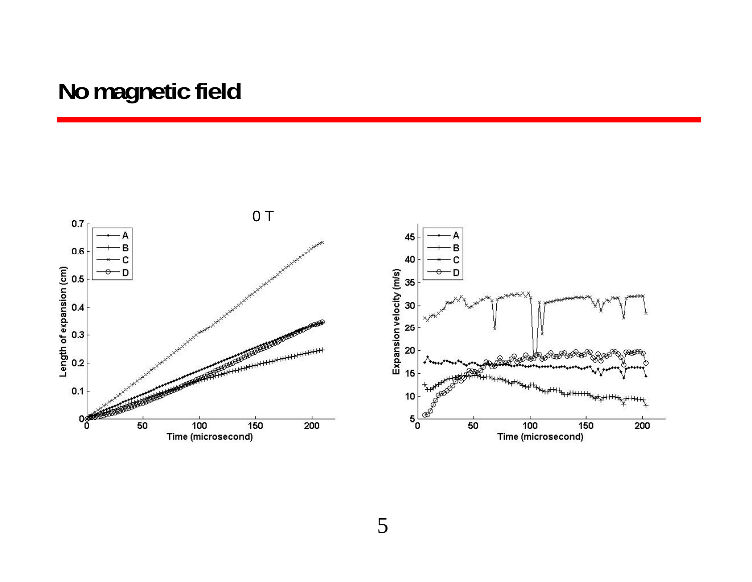# No magnetic field

0 T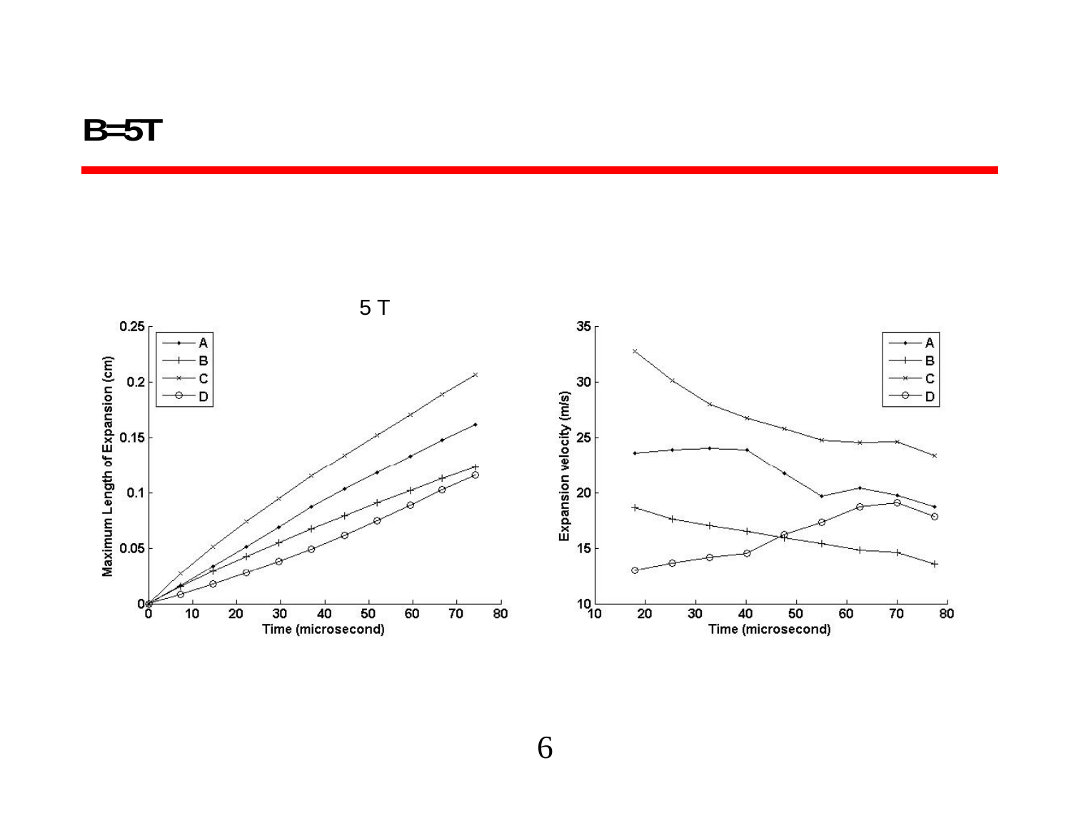# B=5T

5 T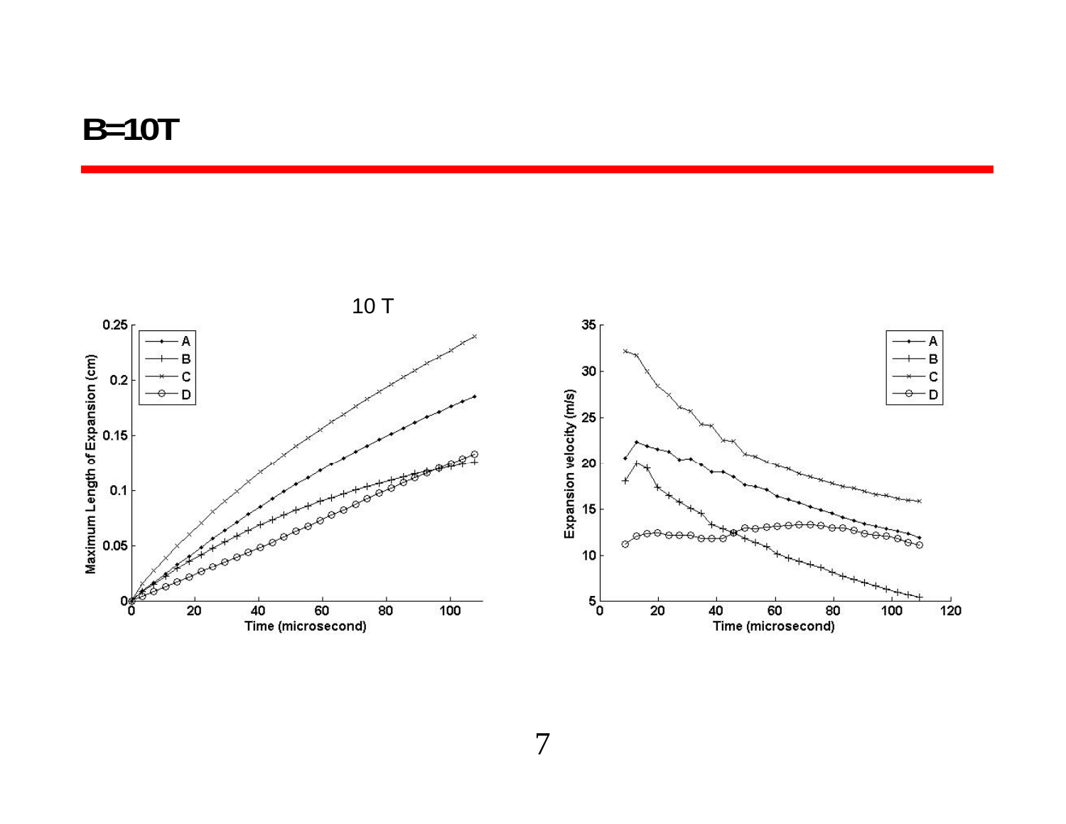# B=10T

10 T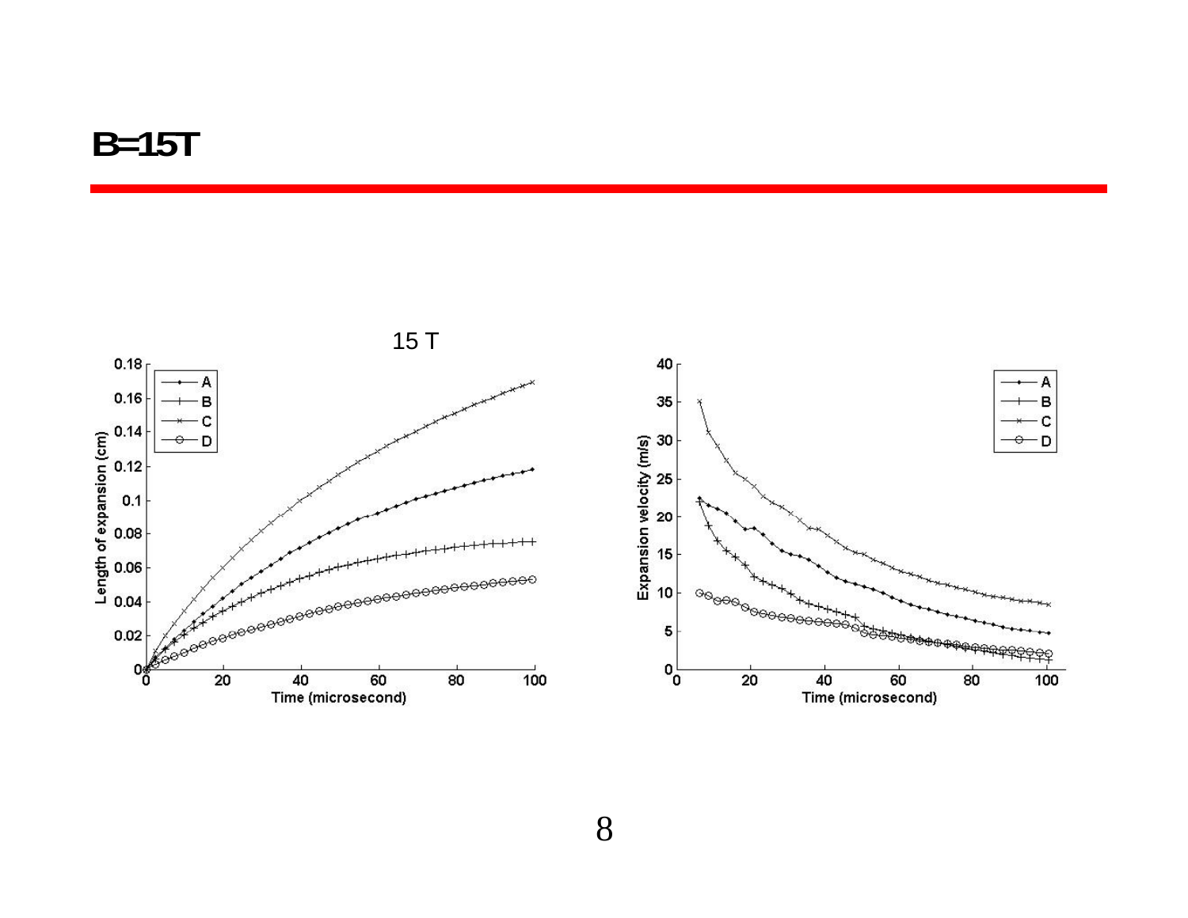# B=15T

15 T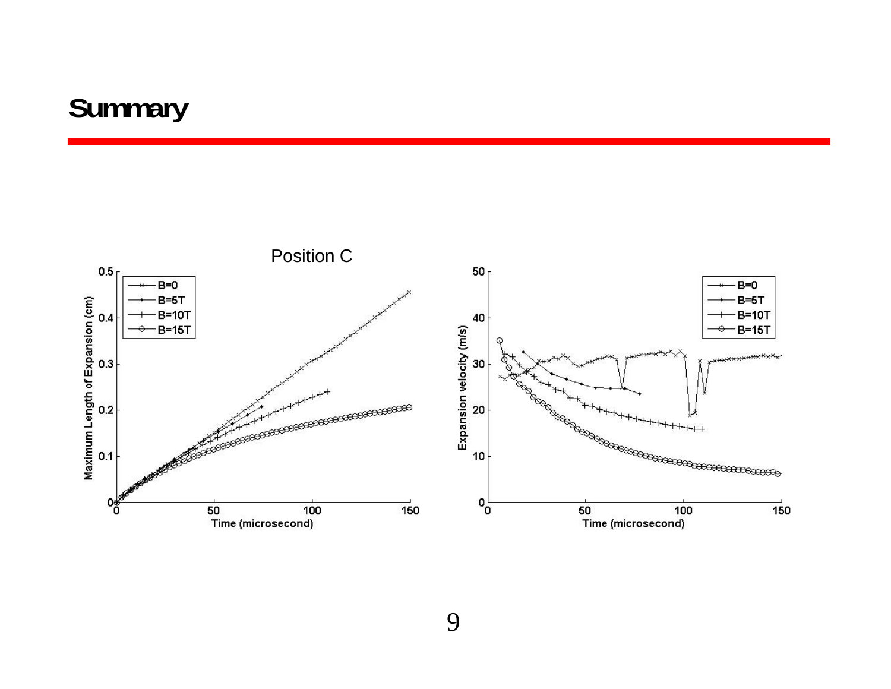# Summary

Position C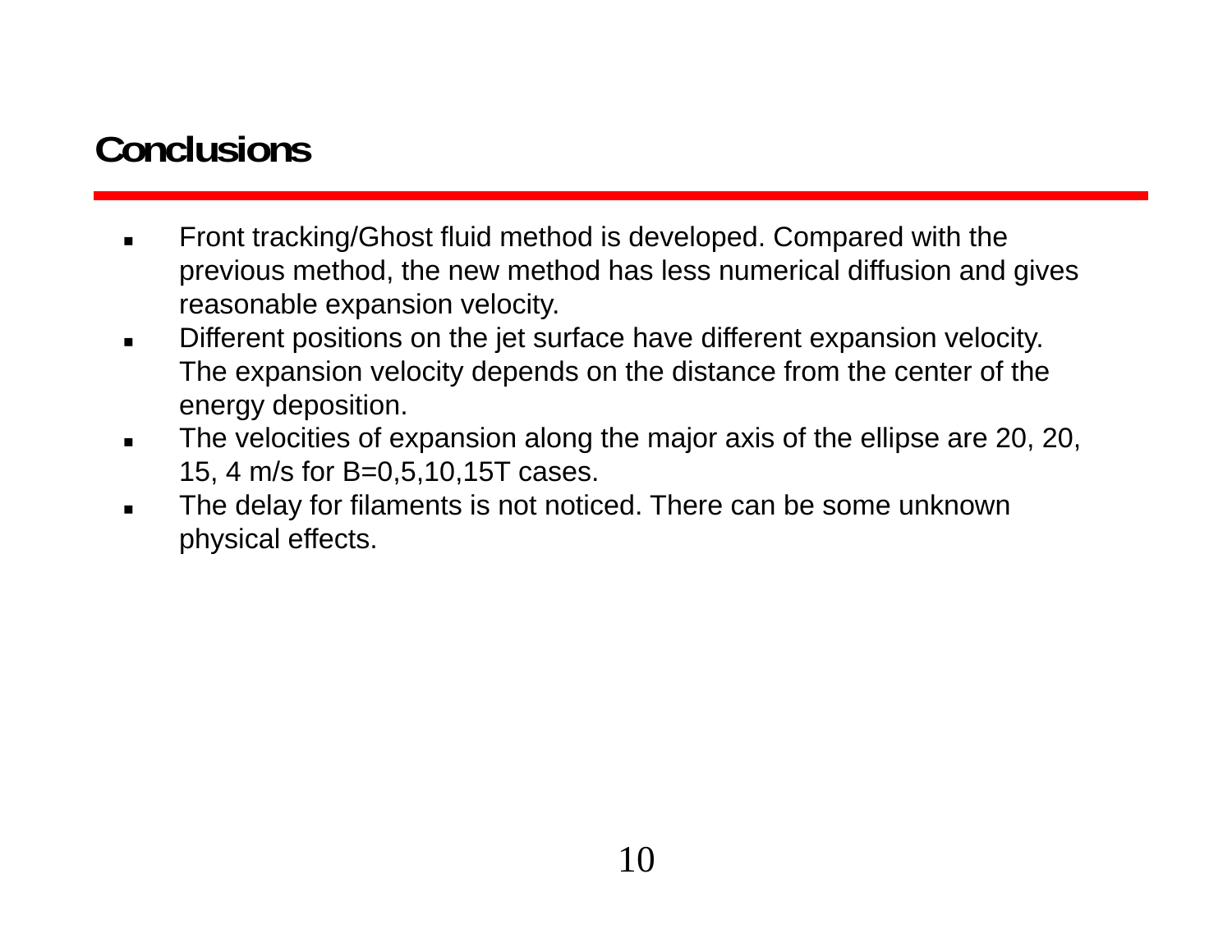# Conclusions

- Front tracking/Ghost fluid method is developed. Compared with the previous method, the new method has less numerical diffusion and gives reasonable expansion velocity.
- Different positions on the jet surface have different expansion velocity. The expansion velocity depends on the distance from the center of the energy deposition.
- The velocities of expansion along the major axis of the ellipse are 20, 20, 15, 4 m/s for B=0,5,10,15T cases.
- The delay for filaments is not noticed. There can be some unknown physical effects.